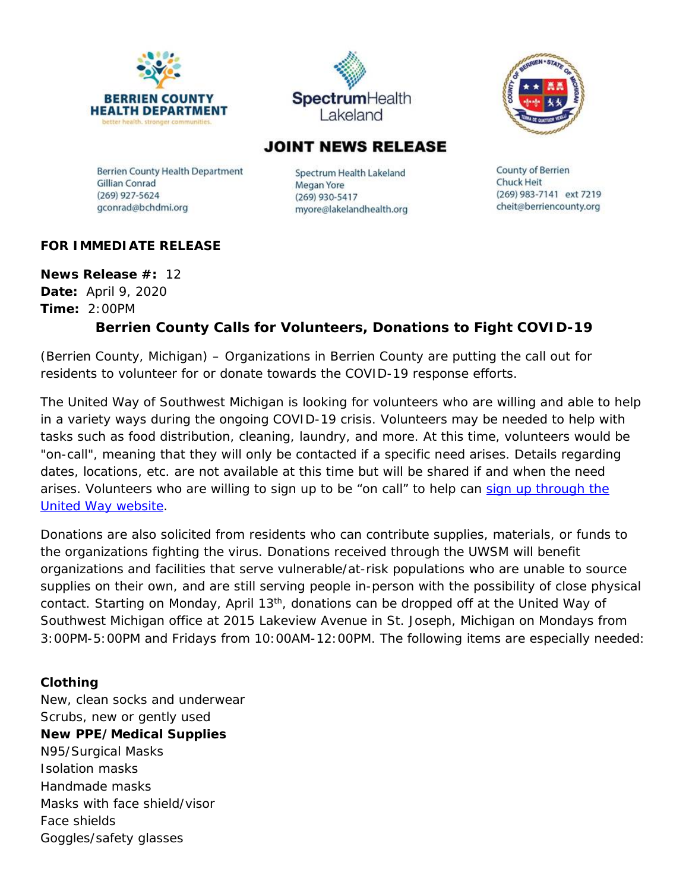BERRIEN COUNTY HEALTH DEPARTMENT
better health, stronger communities.

Spectrum Health Lakeland

# JOINT NEWS RELEASE

Berrien County Health Department
Gillian Conrad
(269) 927-5624
gconrad@bchdmi.org

Spectrum Health Lakeland
Megan Yore
(269) 930-5417
myore@lakelandhealth.org

County of Berrien
Chuck Heit
(269) 983-7141 ext 7219
cheit@berriencounty.org

**FOR IMMEDIATE RELEASE**

**News Release #:** 12
**Date:** April 9, 2020
**Time:** 2:00PM

## Berrien County Calls for Volunteers, Donations to Fight COVID-19

(Berrien County, Michigan) – Organizations in Berrien County are putting the call out for residents to volunteer for or donate towards the COVID-19 response efforts.

The United Way of Southwest Michigan is looking for volunteers who are willing and able to help in a variety ways during the ongoing COVID-19 crisis. Volunteers may be needed to help with tasks such as food distribution, cleaning, laundry, and more. At this time, volunteers would be "on-call", meaning that they will only be contacted if a specific need arises. Details regarding dates, locations, etc. are not available at this time but will be shared if and when the need arises. Volunteers who are willing to sign up to be “on call” to help can sign up through the United Way website.

Donations are also solicited from residents who can contribute supplies, materials, or funds to the organizations fighting the virus. Donations received through the UWSM will benefit organizations and facilities that serve vulnerable/at-risk populations who are unable to source supplies on their own, and are still serving people in-person with the possibility of close physical contact. Starting on Monday, April 13th, donations can be dropped off at the United Way of Southwest Michigan office at 2015 Lakeview Avenue in St. Joseph, Michigan on Mondays from 3:00PM-5:00PM and Fridays from 10:00AM-12:00PM. The following items are especially needed:

**Clothing**
New, clean socks and underwear
Scrubs, new or gently used
**New PPE/Medical Supplies**
N95/Surgical Masks
Isolation masks
Handmade masks
Masks with face shield/visor
Face shields
Goggles/safety glasses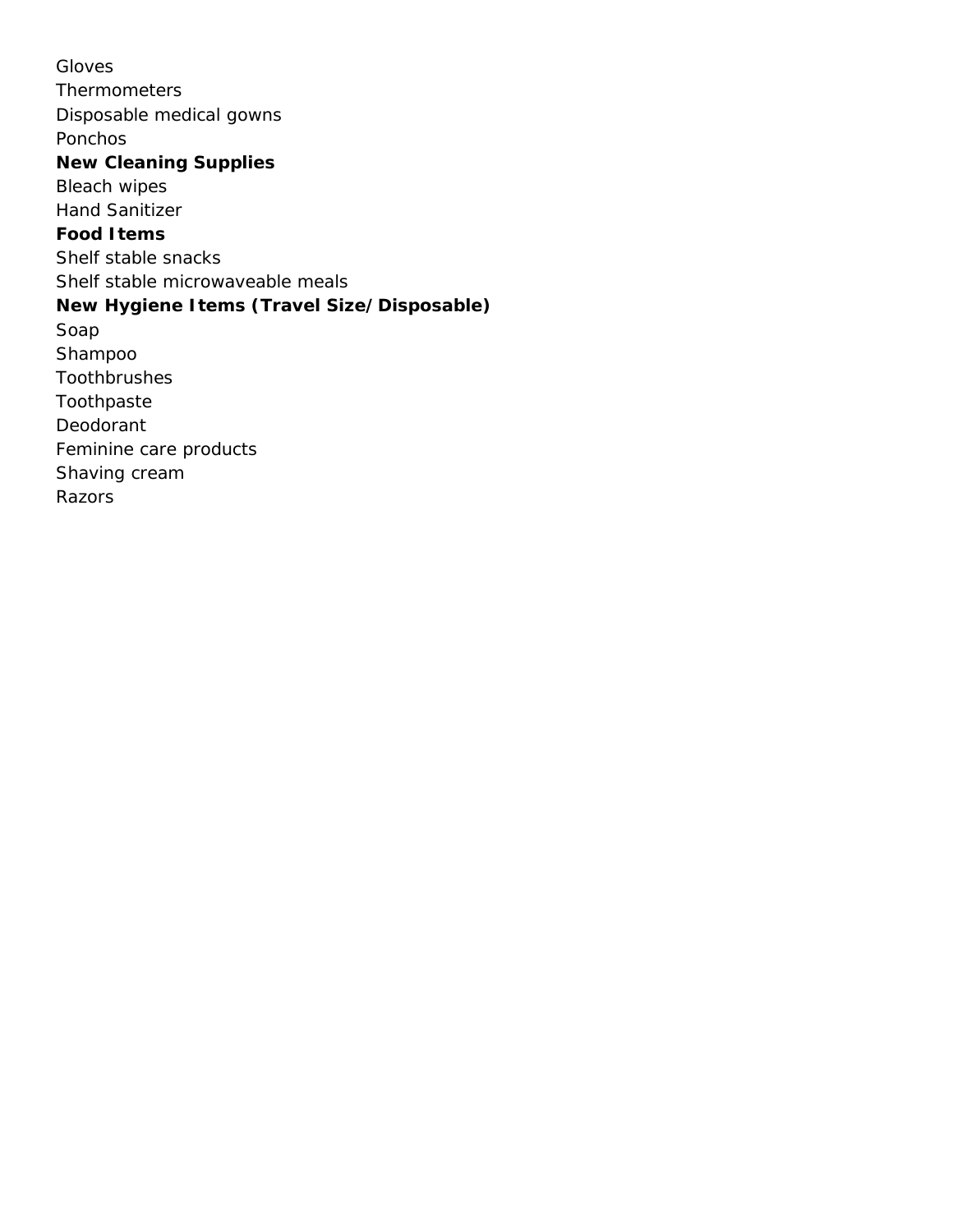Gloves
Thermometers
Disposable medical gowns
Ponchos

**New Cleaning Supplies**

Bleach wipes
Hand Sanitizer

**Food Items**

Shelf stable snacks
Shelf stable microwaveable meals

**New Hygiene Items (Travel Size/Disposable)**

Soap
Shampoo
Toothbrushes
Toothpaste
Deodorant
Feminine care products
Shaving cream
Razors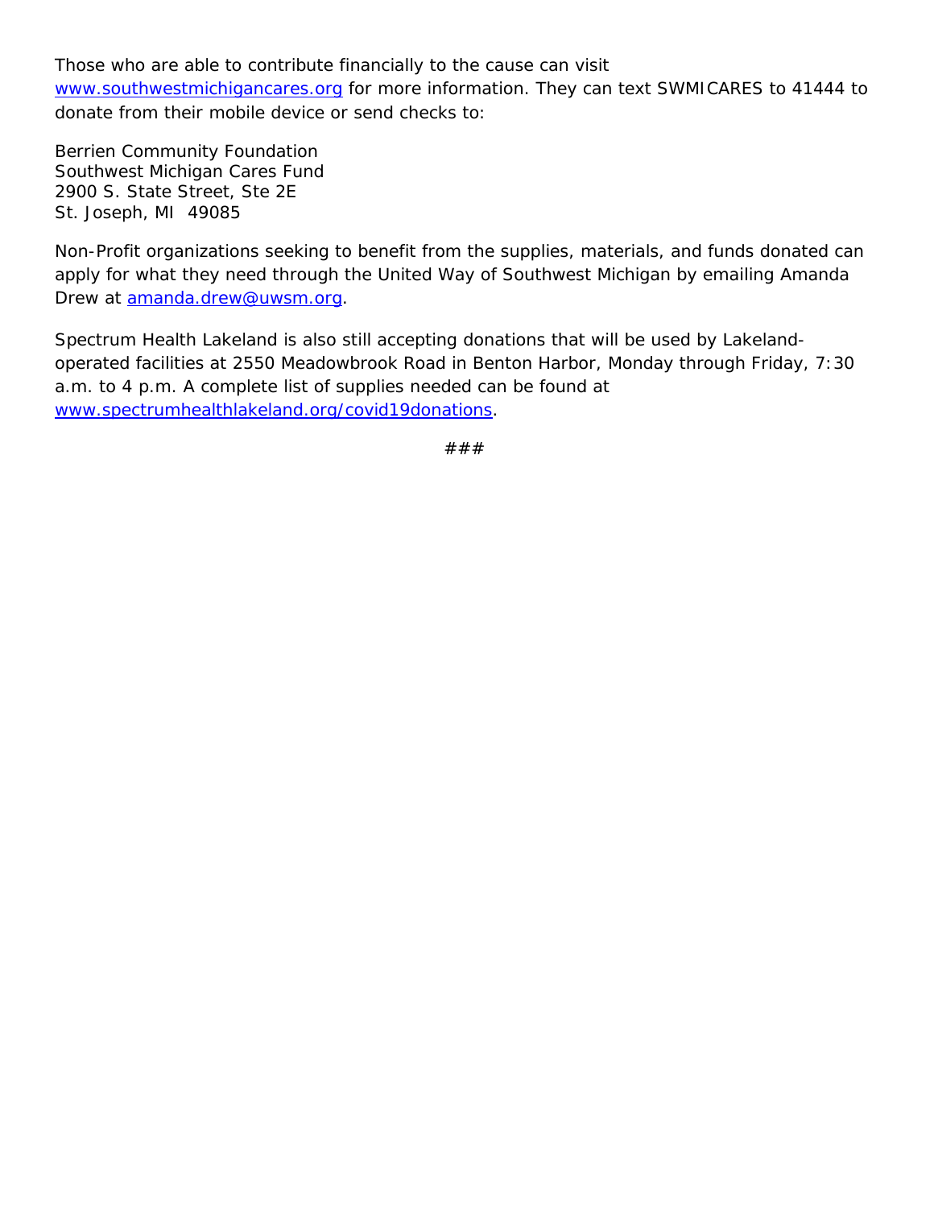Those who are able to contribute financially to the cause can visit www.southwestmichigancares.org for more information. They can text SWMICARES to 41444 to donate from their mobile device or send checks to:

Berrien Community Foundation  
Southwest Michigan Cares Fund  
2900 S. State Street, Ste 2E  
St. Joseph, MI 49085

Non-Profit organizations seeking to benefit from the supplies, materials, and funds donated can apply for what they need through the United Way of Southwest Michigan by emailing Amanda Drew at amanda.drew@uwsm.org.

Spectrum Health Lakeland is also still accepting donations that will be used by Lakeland-operated facilities at 2550 Meadowbrook Road in Benton Harbor, Monday through Friday, 7:30 a.m. to 4 p.m. A complete list of supplies needed can be found at www.spectrumhealthlakeland.org/covid19donations.

###